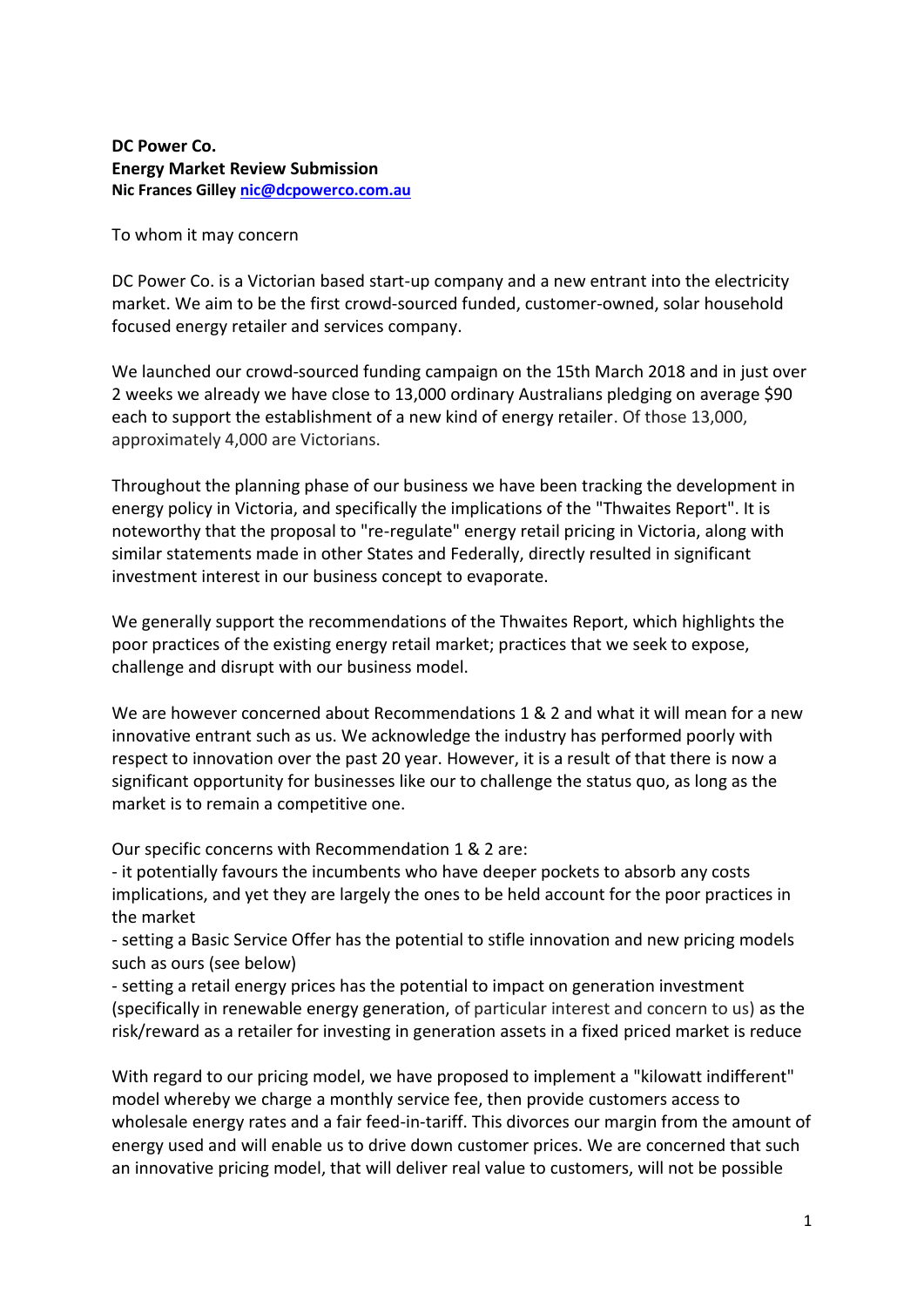**DC Power Co.**
**Energy Market Review Submission**
**Nic Frances Gilley nic@dcpowerco.com.au**

To whom it may concern

DC Power Co. is a Victorian based start-up company and a new entrant into the electricity market. We aim to be the first crowd-sourced funded, customer-owned, solar household focused energy retailer and services company.

We launched our crowd-sourced funding campaign on the 15th March 2018 and in just over 2 weeks we already we have close to 13,000 ordinary Australians pledging on average $90 each to support the establishment of a new kind of energy retailer. Of those 13,000, approximately 4,000 are Victorians.

Throughout the planning phase of our business we have been tracking the development in energy policy in Victoria, and specifically the implications of the "Thwaites Report". It is noteworthy that the proposal to "re-regulate" energy retail pricing in Victoria, along with similar statements made in other States and Federally, directly resulted in significant investment interest in our business concept to evaporate.

We generally support the recommendations of the Thwaites Report, which highlights the poor practices of the existing energy retail market; practices that we seek to expose, challenge and disrupt with our business model.

We are however concerned about Recommendations 1 & 2 and what it will mean for a new innovative entrant such as us. We acknowledge the industry has performed poorly with respect to innovation over the past 20 year. However, it is a result of that there is now a significant opportunity for businesses like our to challenge the status quo, as long as the market is to remain a competitive one.

Our specific concerns with Recommendation 1 & 2 are:

- it potentially favours the incumbents who have deeper pockets to absorb any costs implications, and yet they are largely the ones to be held account for the poor practices in the market
- setting a Basic Service Offer has the potential to stifle innovation and new pricing models such as ours (see below)
- setting a retail energy prices has the potential to impact on generation investment (specifically in renewable energy generation, of particular interest and concern to us) as the risk/reward as a retailer for investing in generation assets in a fixed priced market is reduce

With regard to our pricing model, we have proposed to implement a "kilowatt indifferent" model whereby we charge a monthly service fee, then provide customers access to wholesale energy rates and a fair feed-in-tariff. This divorces our margin from the amount of energy used and will enable us to drive down customer prices. We are concerned that such an innovative pricing model, that will deliver real value to customers, will not be possible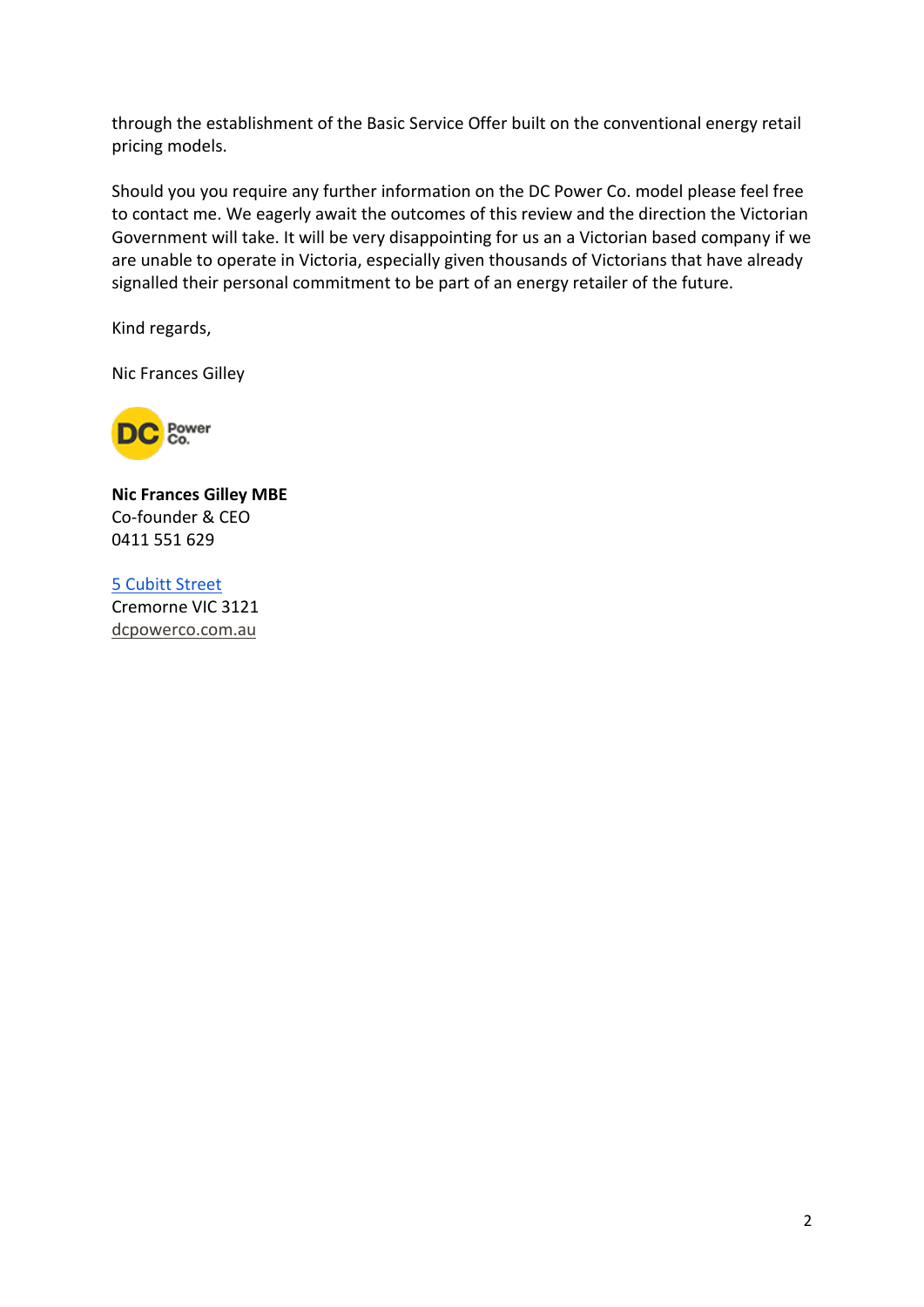through the establishment of the Basic Service Offer built on the conventional energy retail pricing models.

Should you you require any further information on the DC Power Co. model please feel free to contact me. We eagerly await the outcomes of this review and the direction the Victorian Government will take. It will be very disappointing for us an a Victorian based company if we are unable to operate in Victoria, especially given thousands of Victorians that have already signalled their personal commitment to be part of an energy retailer of the future.

Kind regards,

Nic Frances Gilley

DC Power Co.

**Nic Frances Gilley MBE**
Co-founder & CEO
0411 551 629

5 Cubitt Street
Cremorne VIC 3121
dcpowerco.com.au